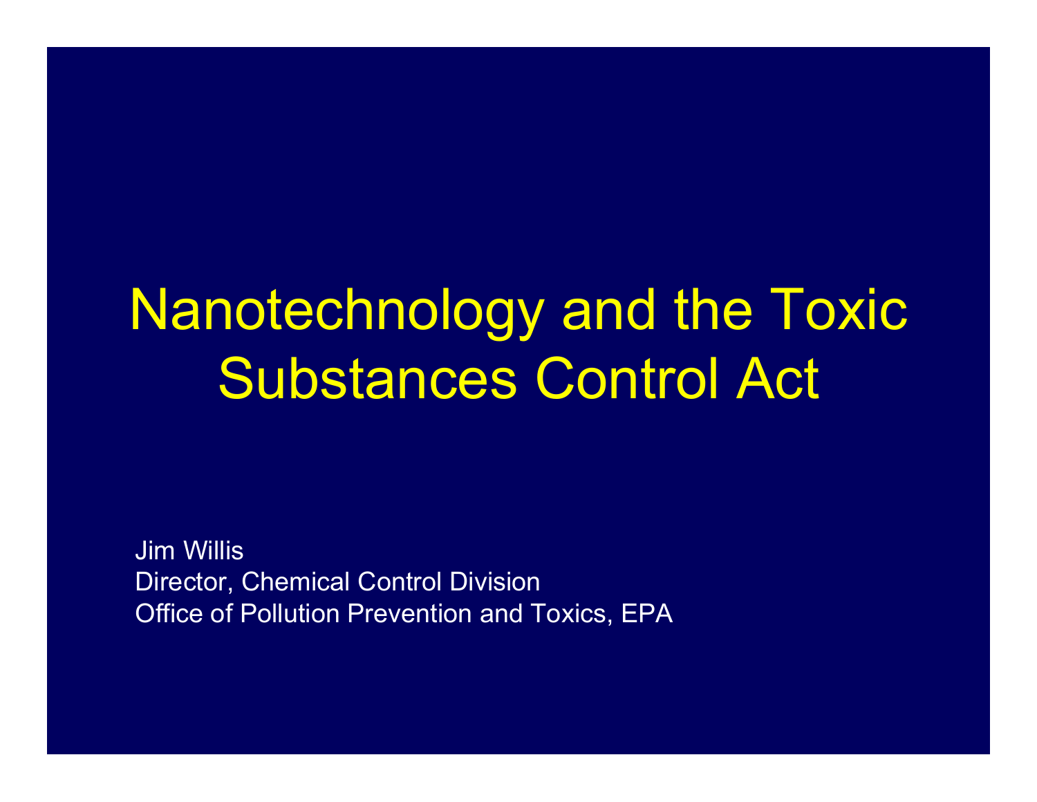# Nanotechnology and the Toxic Substances Control Act

Jim Willis
Director, Chemical Control Division
Office of Pollution Prevention and Toxics, EPA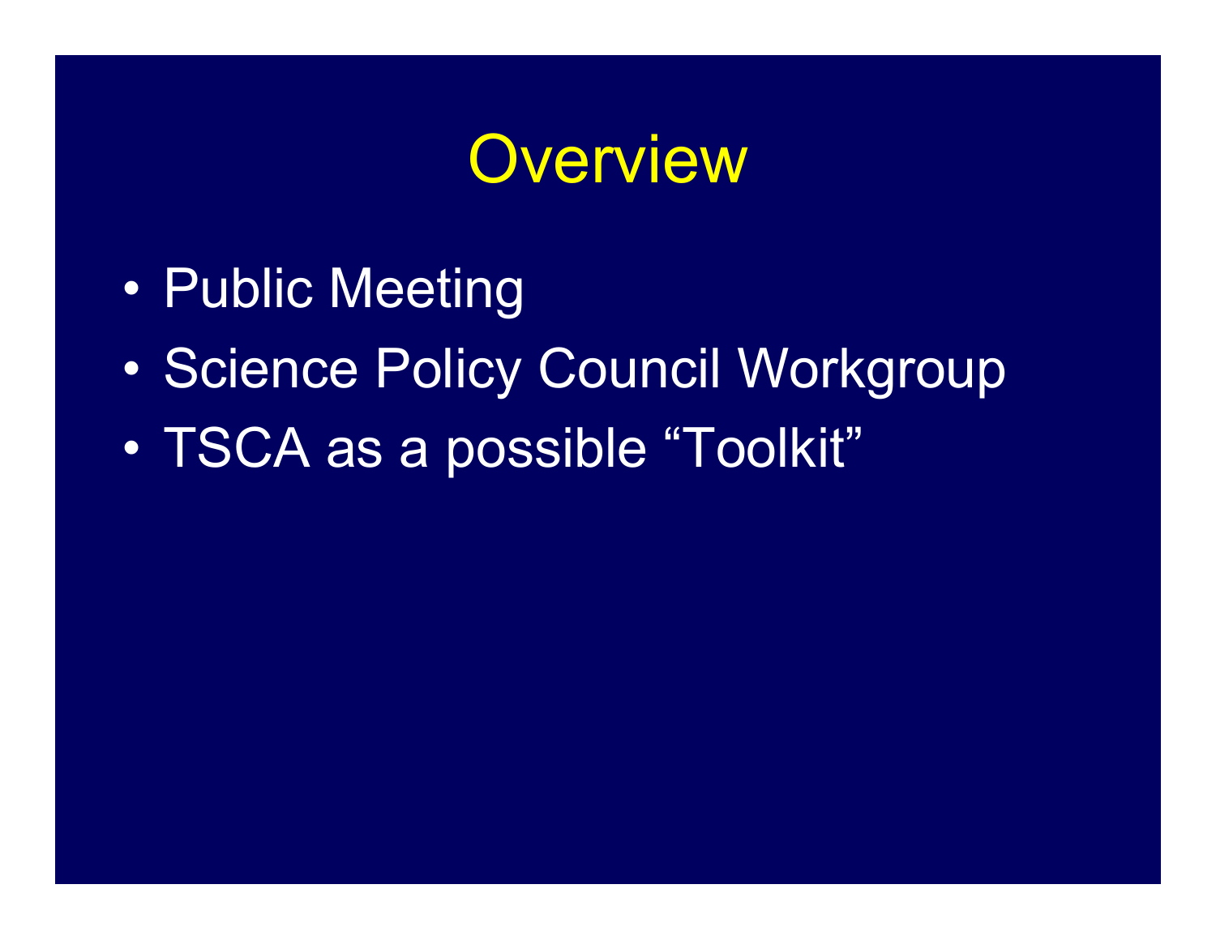# Overview

- Public Meeting
- Science Policy Council Workgroup
- TSCA as a possible “Toolkit”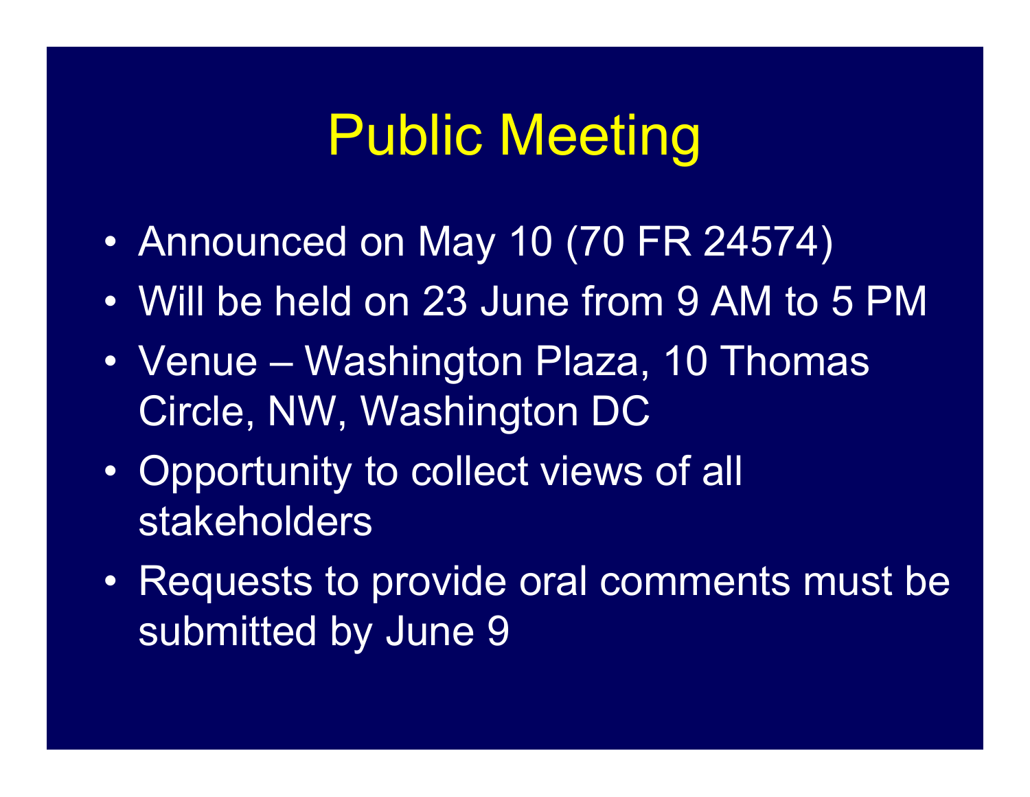# Public Meeting

- Announced on May 10 (70 FR 24574)
- Will be held on 23 June from 9 AM to 5 PM
- Venue – Washington Plaza, 10 Thomas Circle, NW, Washington DC
- Opportunity to collect views of all stakeholders
- Requests to provide oral comments must be submitted by June 9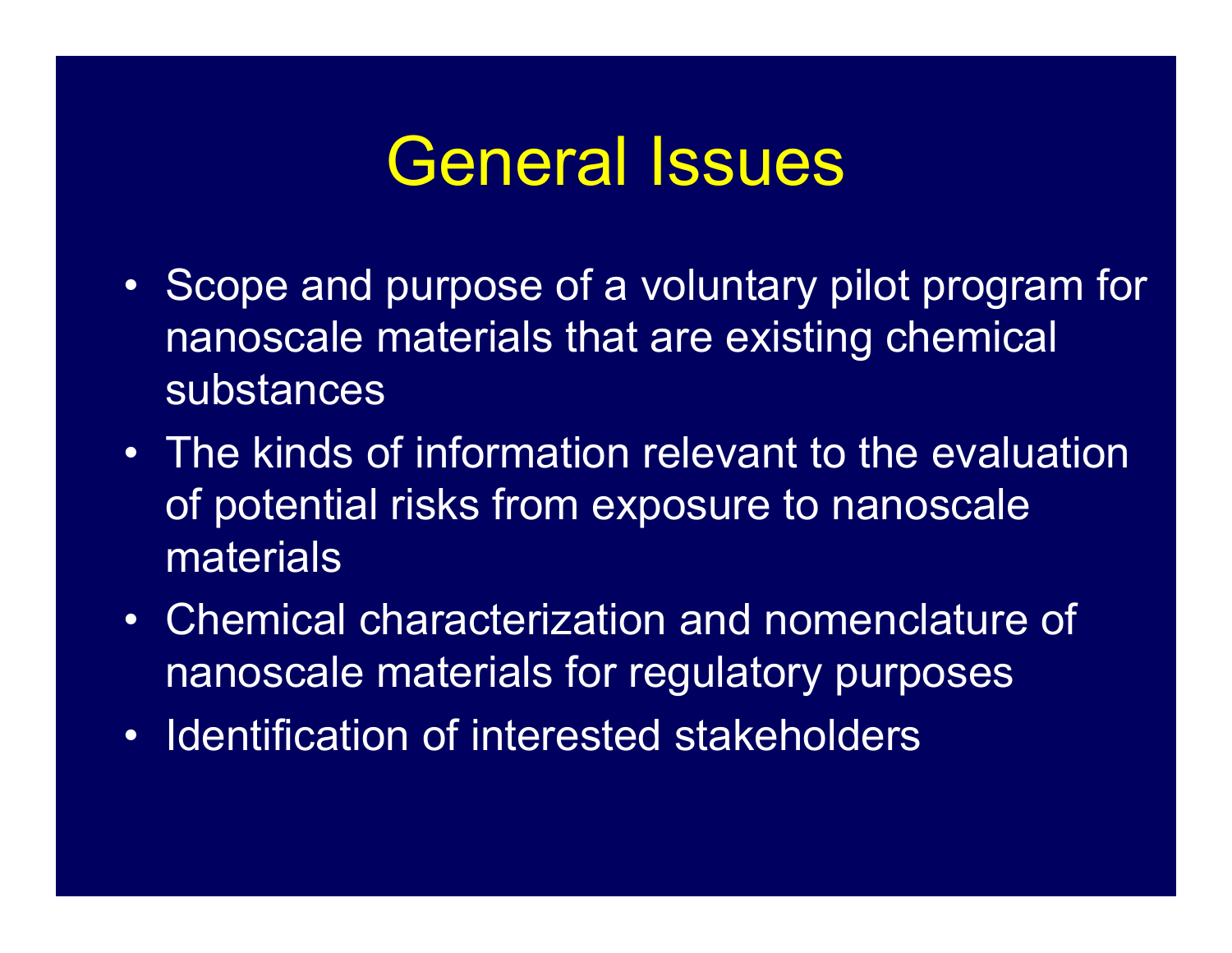# General Issues

- Scope and purpose of a voluntary pilot program for nanoscale materials that are existing chemical substances
- The kinds of information relevant to the evaluation of potential risks from exposure to nanoscale materials
- Chemical characterization and nomenclature of nanoscale materials for regulatory purposes
- Identification of interested stakeholders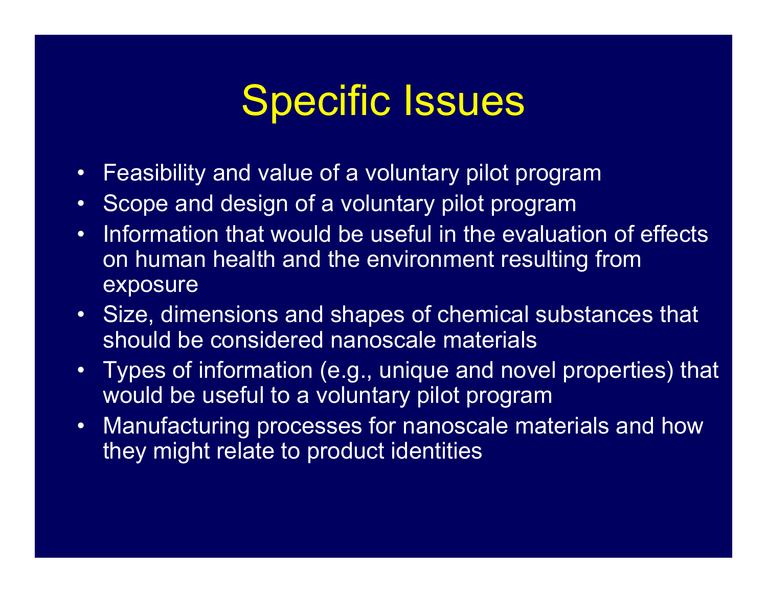# Specific Issues

- Feasibility and value of a voluntary pilot program
- Scope and design of a voluntary pilot program
- Information that would be useful in the evaluation of effects on human health and the environment resulting from exposure
- Size, dimensions and shapes of chemical substances that should be considered nanoscale materials
- Types of information (e.g., unique and novel properties) that would be useful to a voluntary pilot program
- Manufacturing processes for nanoscale materials and how they might relate to product identities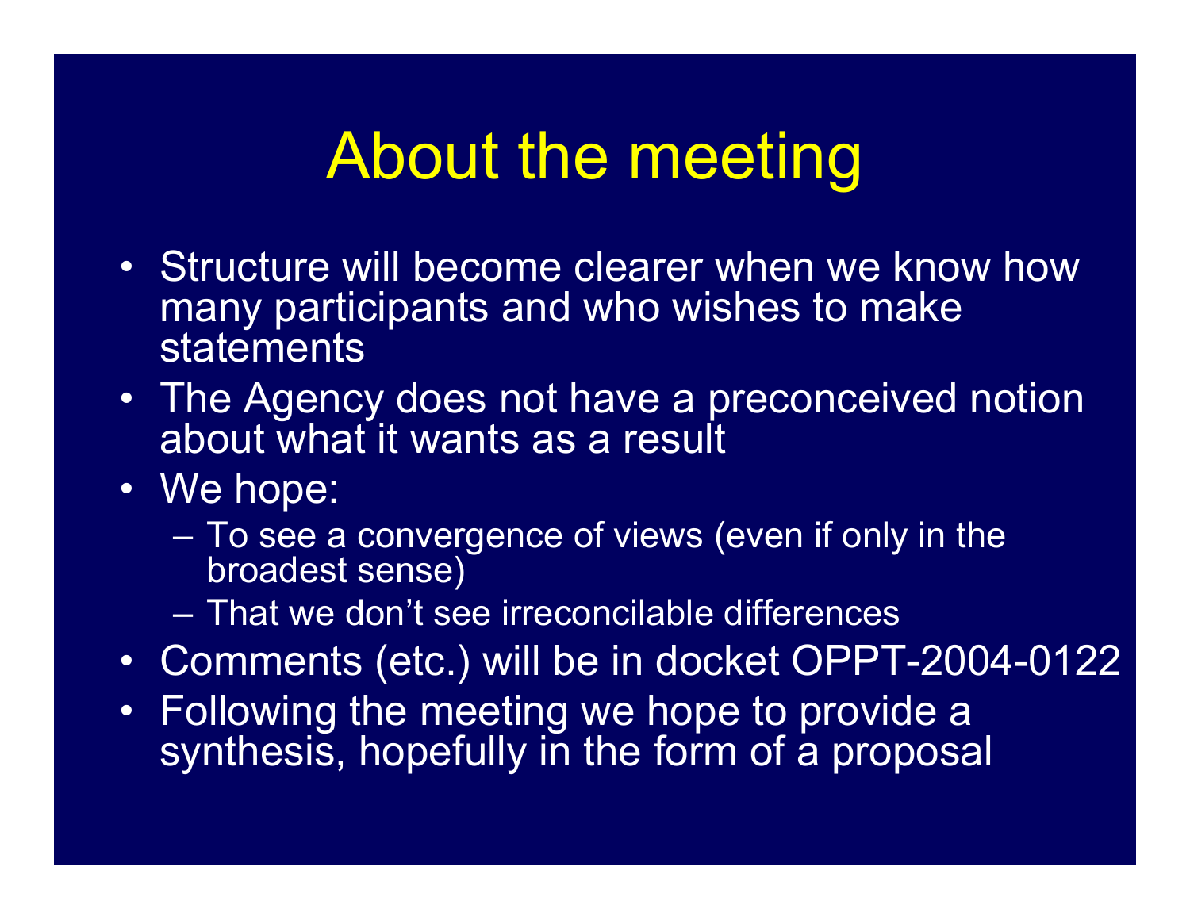# About the meeting

- Structure will become clearer when we know how many participants and who wishes to make statements
- The Agency does not have a preconceived notion about what it wants as a result
- We hope:
  - To see a convergence of views (even if only in the broadest sense)
  - That we don't see irreconcilable differences
- Comments (etc.) will be in docket OPPT-2004-0122
- Following the meeting we hope to provide a synthesis, hopefully in the form of a proposal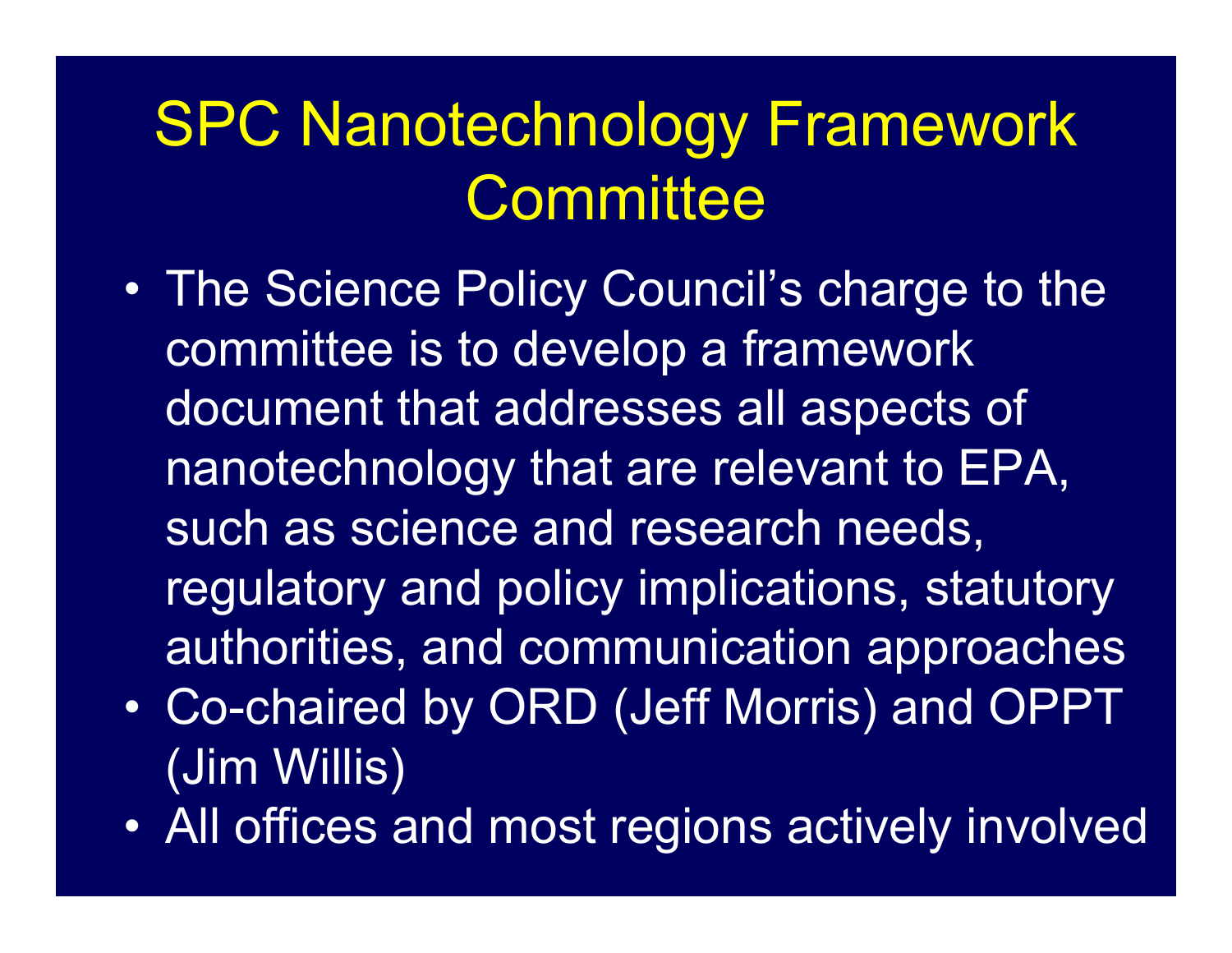# SPC Nanotechnology Framework Committee

- The Science Policy Council's charge to the committee is to develop a framework document that addresses all aspects of nanotechnology that are relevant to EPA, such as science and research needs, regulatory and policy implications, statutory authorities, and communication approaches
- Co-chaired by ORD (Jeff Morris) and OPPT (Jim Willis)
- All offices and most regions actively involved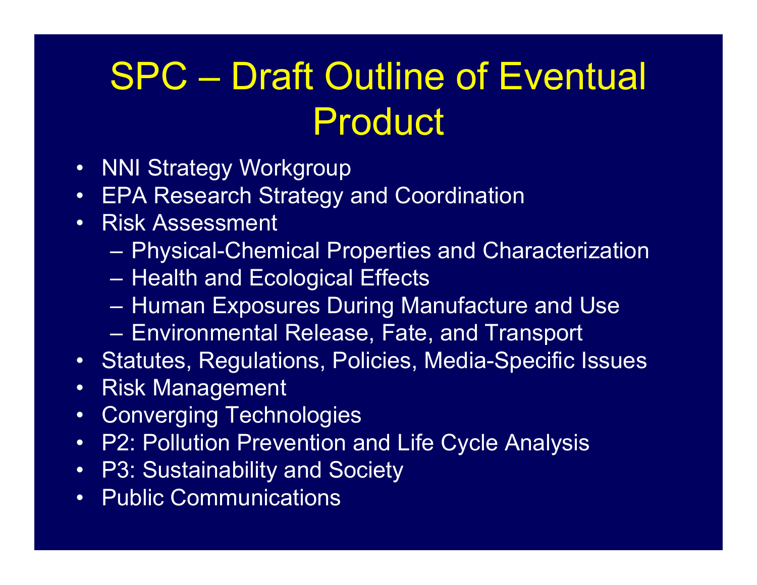# SPC – Draft Outline of Eventual Product

- NNI Strategy Workgroup
- EPA Research Strategy and Coordination
- Risk Assessment
  - Physical-Chemical Properties and Characterization
  - Health and Ecological Effects
  - Human Exposures During Manufacture and Use
  - Environmental Release, Fate, and Transport
- Statutes, Regulations, Policies, Media-Specific Issues
- Risk Management
- Converging Technologies
- P2: Pollution Prevention and Life Cycle Analysis
- P3: Sustainability and Society
- Public Communications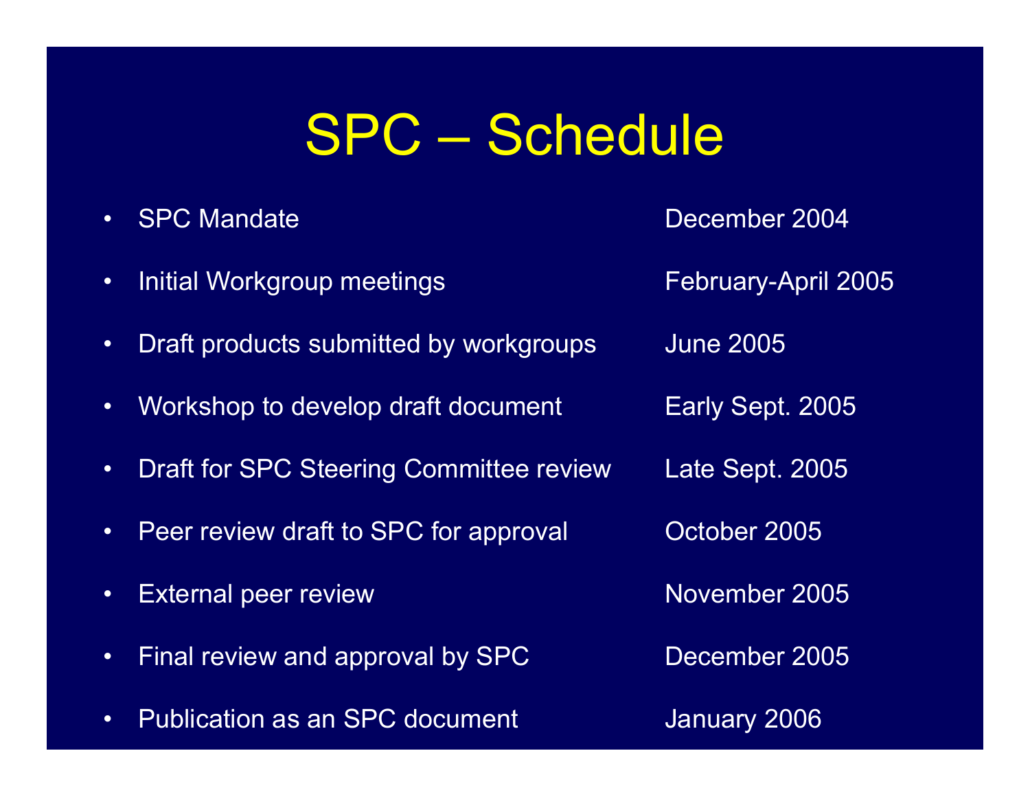# SPC – Schedule

| Milestone | Date |
| --- | --- |
| SPC Mandate | December 2004 |
| Initial Workgroup meetings | February-April 2005 |
| Draft products submitted by workgroups | June 2005 |
| Workshop to develop draft document | Early Sept. 2005 |
| Draft for SPC Steering Committee review | Late Sept. 2005 |
| Peer review draft to SPC for approval | October 2005 |
| External peer review | November 2005 |
| Final review and approval by SPC | December 2005 |
| Publication as an SPC document | January 2006 |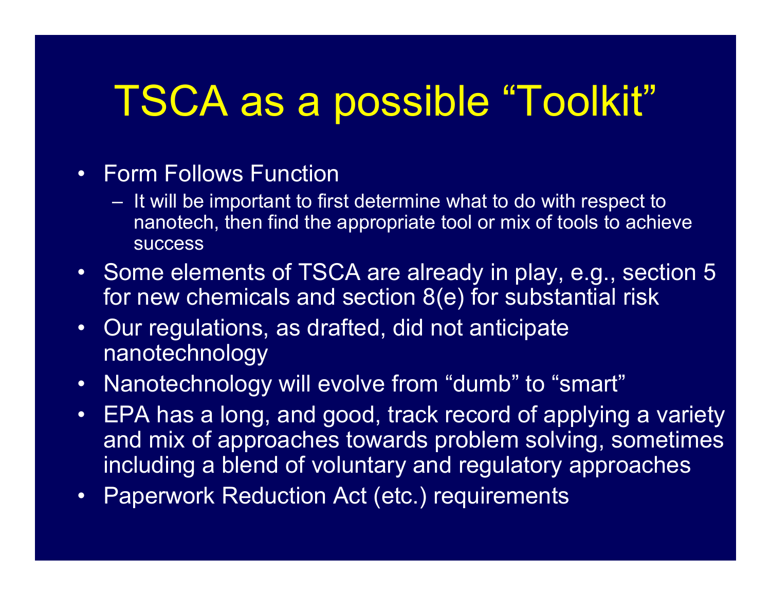# TSCA as a possible "Toolkit"

- Form Follows Function
  - It will be important to first determine what to do with respect to nanotech, then find the appropriate tool or mix of tools to achieve success
- Some elements of TSCA are already in play, e.g., section 5 for new chemicals and section 8(e) for substantial risk
- Our regulations, as drafted, did not anticipate nanotechnology
- Nanotechnology will evolve from "dumb" to "smart"
- EPA has a long, and good, track record of applying a variety and mix of approaches towards problem solving, sometimes including a blend of voluntary and regulatory approaches
- Paperwork Reduction Act (etc.) requirements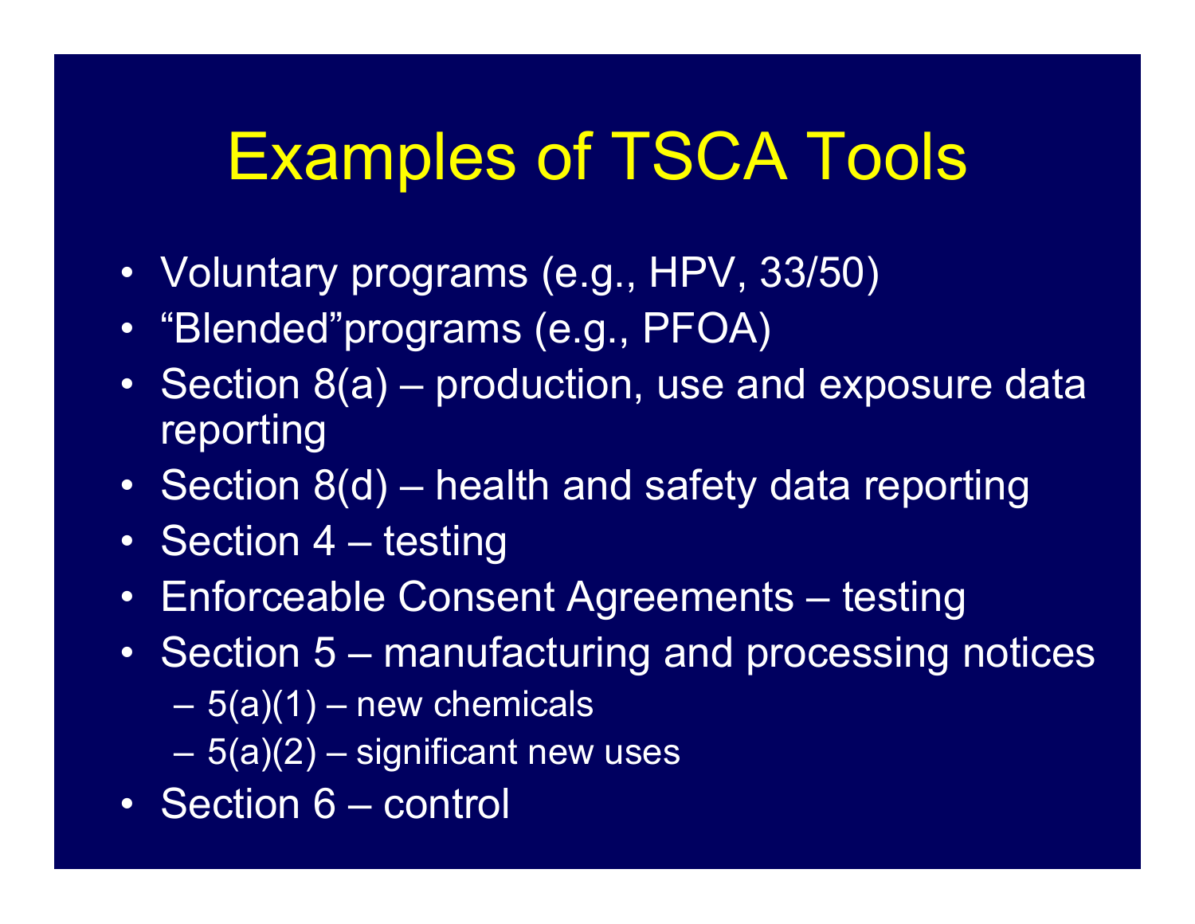# Examples of TSCA Tools

- Voluntary programs (e.g., HPV, 33/50)
- “Blended”programs (e.g., PFOA)
- Section 8(a) – production, use and exposure data reporting
- Section 8(d) – health and safety data reporting
- Section 4 – testing
- Enforceable Consent Agreements – testing
- Section 5 – manufacturing and processing notices
  - 5(a)(1) – new chemicals
  - 5(a)(2) – significant new uses
- Section 6 – control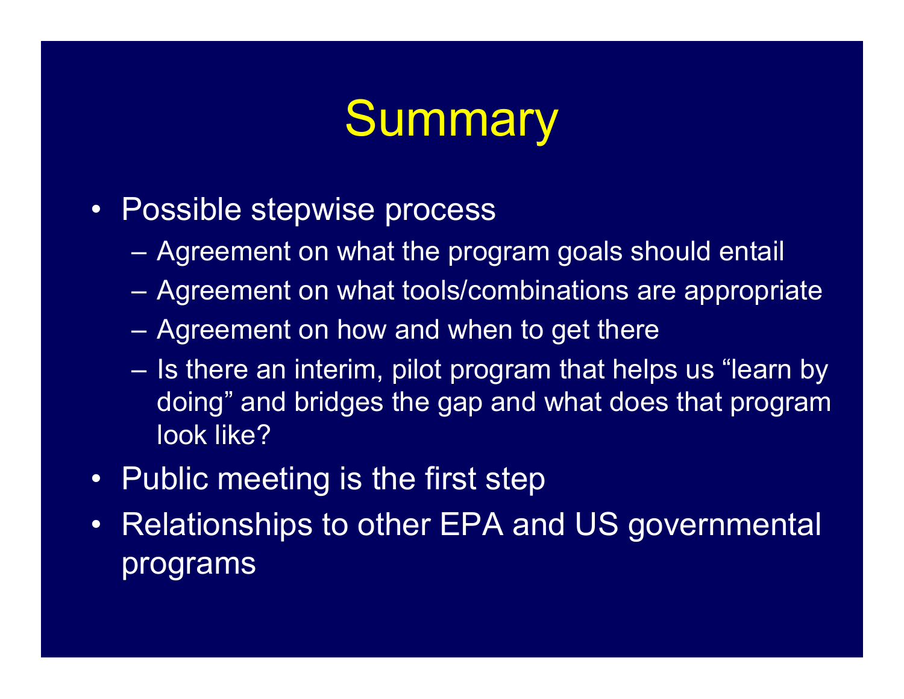# Summary

- Possible stepwise process
  - Agreement on what the program goals should entail
  - Agreement on what tools/combinations are appropriate
  - Agreement on how and when to get there
  - Is there an interim, pilot program that helps us “learn by doing” and bridges the gap and what does that program look like?
- Public meeting is the first step
- Relationships to other EPA and US governmental programs